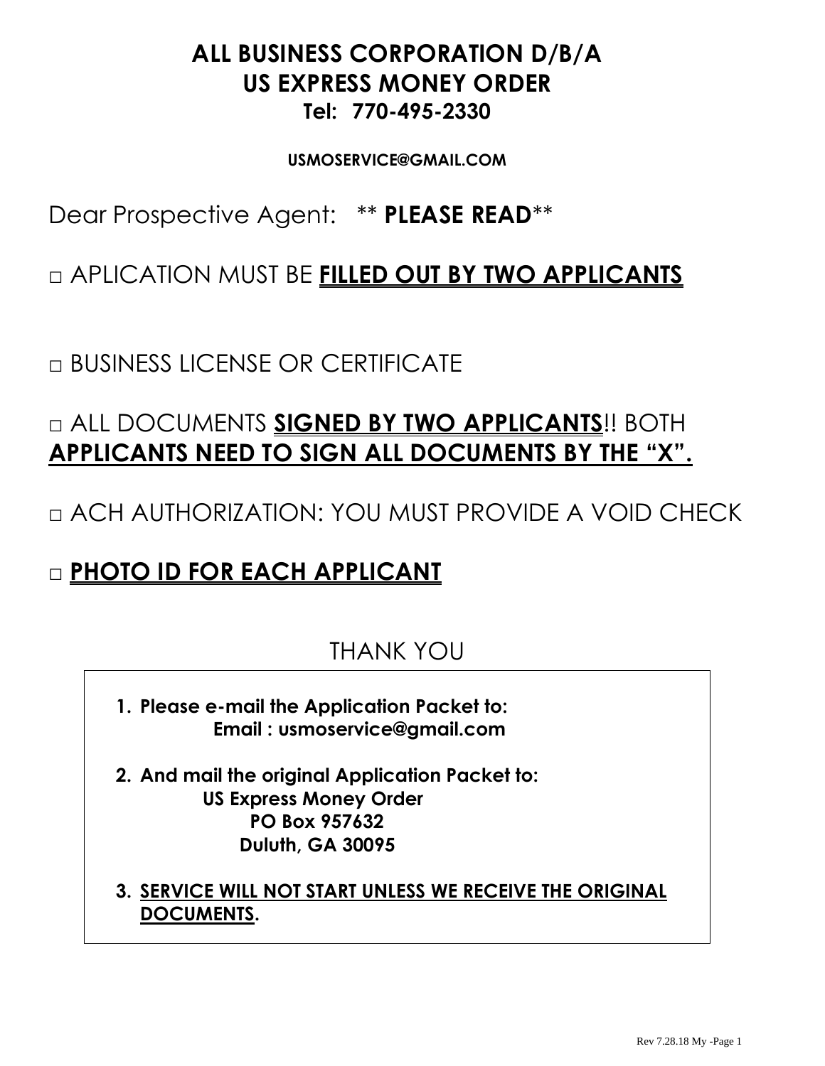# ALL BUSINESS CORPORATION D/B/A
# US EXPRESS MONEY ORDER
## Tel: 770-495-2330

**USMOSERVICE@GMAIL.COM**

Dear Prospective Agent: ** **PLEASE READ****

□ APLICATION MUST BE **FILLED OUT BY TWO APPLICANTS**

□ BUSINESS LICENSE OR CERTIFICATE

□ ALL DOCUMENTS **SIGNED BY TWO APPLICANTS**!! BOTH **APPLICANTS NEED TO SIGN ALL DOCUMENTS BY THE "X".**

□ ACH AUTHORIZATION: YOU MUST PROVIDE A VOID CHECK

□ **PHOTO ID FOR EACH APPLICANT**

THANK YOU

1. **Please e-mail the Application Packet to:**
   **Email : usmoservice@gmail.com**

2. **And mail the original Application Packet to:**
   **US Express Money Order**
   **PO Box 957632**
   **Duluth, GA 30095**

3. **SERVICE WILL NOT START UNLESS WE RECEIVE THE ORIGINAL DOCUMENTS.**

Rev 7.28.18 My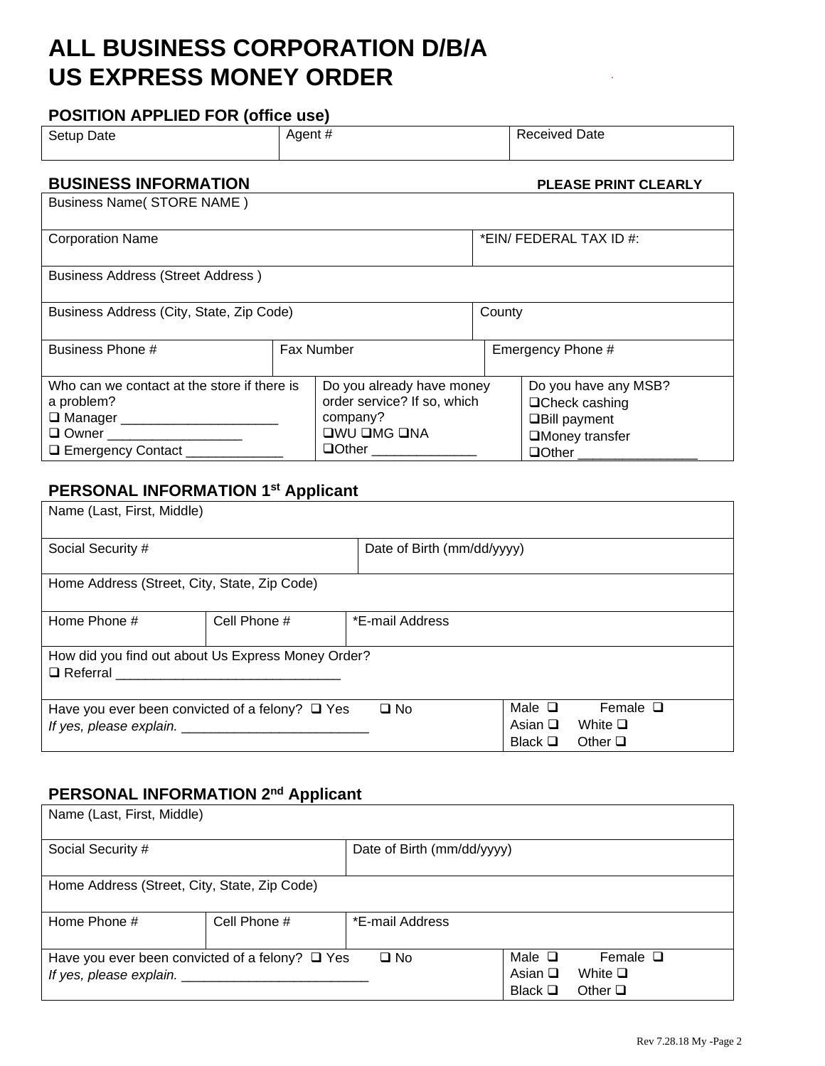# ALL BUSINESS CORPORATION D/B/A US EXPRESS MONEY ORDER

## POSITION APPLIED FOR (office use)

| Setup Date | Agent # | Received Date |
|---|---|---|
| | | |

## BUSINESS INFORMATION

**PLEASE PRINT CLEARLY**

| Business Name( STORE NAME ) | | |
|---|---|---|
| Corporation Name | | *EIN/ FEDERAL TAX ID #: |
| Business Address (Street Address ) | | |
| Business Address (City, State, Zip Code) | | County |
| Business Phone # | Fax Number | Emergency Phone # |
| Who can we contact at the store if there is a problem?<br>❑ Manager _____________________<br>❑ Owner __________________<br>❑ Emergency Contact _____________ | Do you already have money order service? If so, which company?<br>❑WU ❑MG ❑NA<br>❑Other ______________ | Do you have any MSB?<br>❑Check cashing<br>❑Bill payment<br>❑Money transfer<br>❑Other ________________ |

## PERSONAL INFORMATION 1st Applicant

| Name (Last, First, Middle) | | |
|---|---|---|
| Social Security # | Date of Birth (mm/dd/yyyy) | |
| Home Address (Street, City, State, Zip Code) | | |
| Home Phone # | Cell Phone # | *E-mail Address |
| How did you find out about Us Express Money Order?<br>❑ Referral ______________________________ | | |
| Have you ever been convicted of a felony? ❑ Yes ❑ No<br>*If yes, please explain.* ________________________ | | Male ❑ Female ❑<br>Asian ❑ White ❑<br>Black ❑ Other ❑ |

## PERSONAL INFORMATION 2nd Applicant

| Name (Last, First, Middle) | | |
|---|---|---|
| Social Security # | Date of Birth (mm/dd/yyyy) | |
| Home Address (Street, City, State, Zip Code) | | |
| Home Phone # | Cell Phone # | *E-mail Address |
| Have you ever been convicted of a felony? ❑ Yes ❑ No<br>*If yes, please explain.* ________________________ | | Male ❑ Female ❑<br>Asian ❑ White ❑<br>Black ❑ Other ❑ |

Rev 7.28.18 My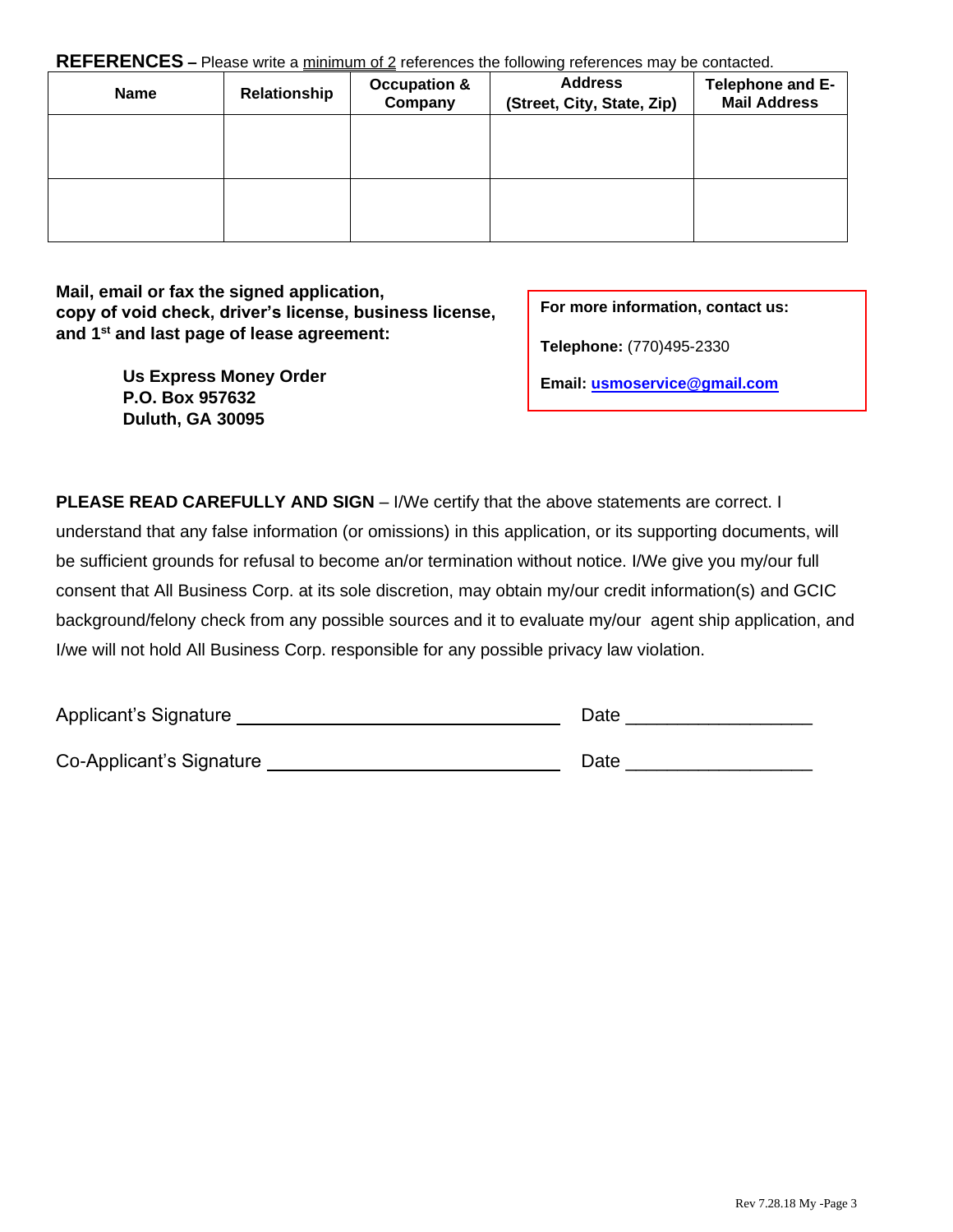**REFERENCES –** Please write a minimum of 2 references the following references may be contacted.

| Name | Relationship | Occupation & Company | Address (Street, City, State, Zip) | Telephone and E-Mail Address |
|---|---|---|---|---|
| | | | | |
| | | | | |

**Mail, email or fax the signed application, copy of void check, driver's license, business license, and 1st and last page of lease agreement:**

**Us Express Money Order**
**P.O. Box 957632**
**Duluth, GA 30095**

**For more information, contact us:**

**Telephone:** (770)495-2330

**Email:** **usmoservice@gmail.com**

**PLEASE READ CAREFULLY AND SIGN** – I/We certify that the above statements are correct. I understand that any false information (or omissions) in this application, or its supporting documents, will be sufficient grounds for refusal to become an/or termination without notice. I/We give you my/our full consent that All Business Corp. at its sole discretion, may obtain my/our credit information(s) and GCIC background/felony check from any possible sources and it to evaluate my/our agent ship application, and I/we will not hold All Business Corp. responsible for any possible privacy law violation.

Applicant's Signature ________________________________ Date __________________

Co-Applicant's Signature ______________________________ Date __________________

Rev 7.28.18 My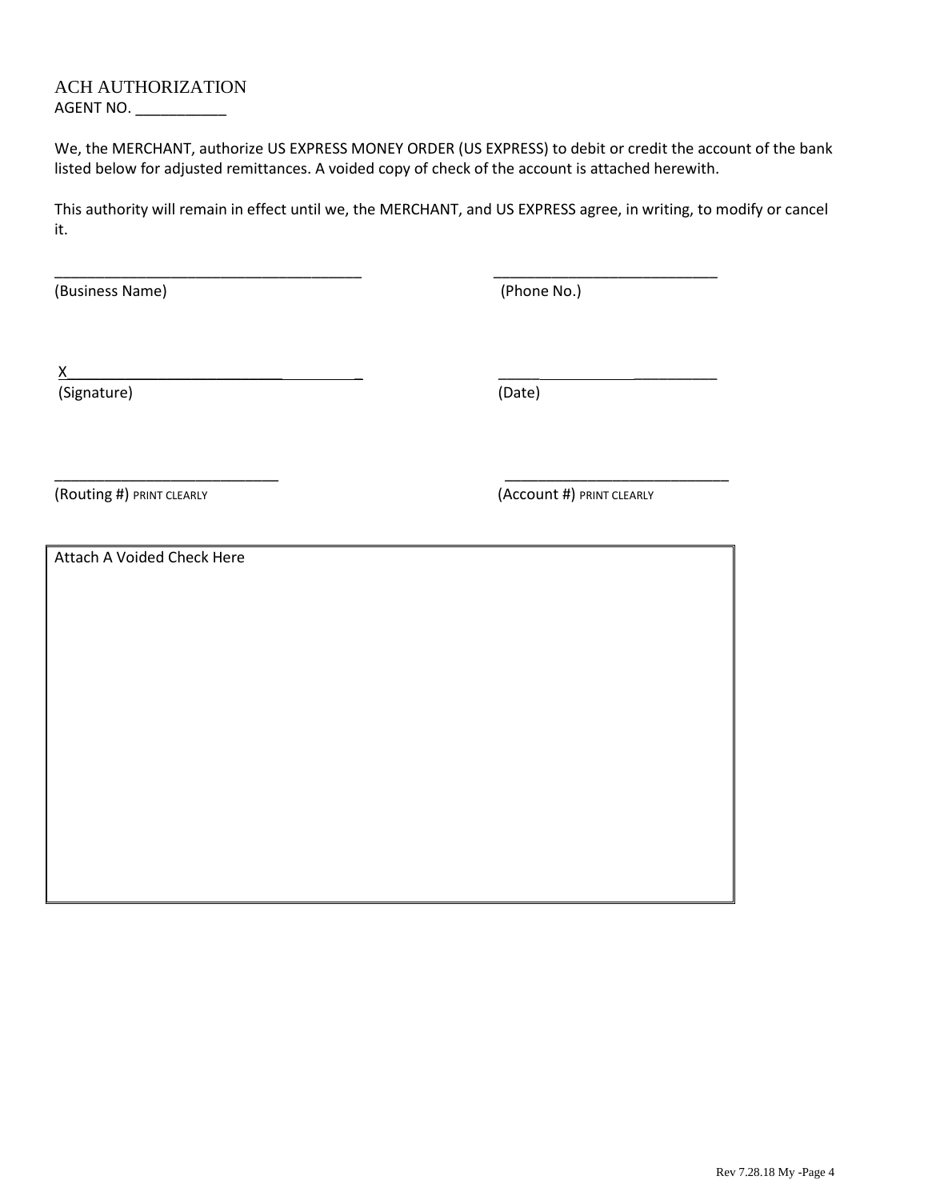# ACH AUTHORIZATION

AGENT NO. ___________

We, the MERCHANT, authorize US EXPRESS MONEY ORDER (US EXPRESS) to debit or credit the account of the bank listed below for adjusted remittances. A voided copy of check of the account is attached herewith.

This authority will remain in effect until we, the MERCHANT, and US EXPRESS agree, in writing, to modify or cancel it.

_____________________________________ (Business Name)

___________________________ (Phone No.)

X_____________________________________ (Signature)

___________________________ (Date)

___________________________ (Routing #) PRINT CLEARLY

___________________________ (Account #) PRINT CLEARLY

| Attach A Voided Check Here |
|---|
| |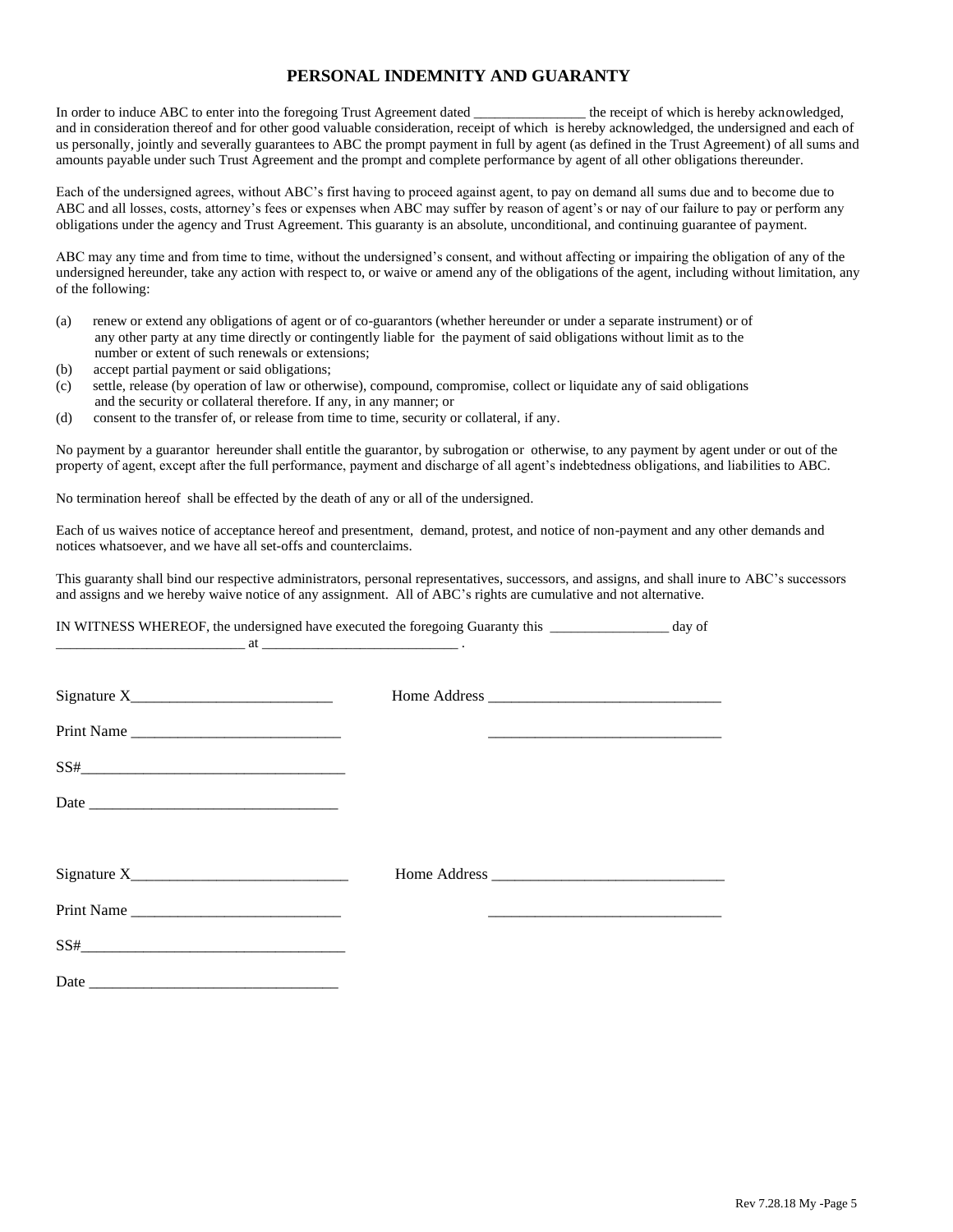# PERSONAL INDEMNITY AND GUARANTY

In order to induce ABC to enter into the foregoing Trust Agreement dated _______________ the receipt of which is hereby acknowledged, and in consideration thereof and for other good valuable consideration, receipt of which is hereby acknowledged, the undersigned and each of us personally, jointly and severally guarantees to ABC the prompt payment in full by agent (as defined in the Trust Agreement) of all sums and amounts payable under such Trust Agreement and the prompt and complete performance by agent of all other obligations thereunder.

Each of the undersigned agrees, without ABC's first having to proceed against agent, to pay on demand all sums due and to become due to ABC and all losses, costs, attorney's fees or expenses when ABC may suffer by reason of agent's or nay of our failure to pay or perform any obligations under the agency and Trust Agreement. This guaranty is an absolute, unconditional, and continuing guarantee of payment.

ABC may any time and from time to time, without the undersigned's consent, and without affecting or impairing the obligation of any of the undersigned hereunder, take any action with respect to, or waive or amend any of the obligations of the agent, including without limitation, any of the following:

(a) renew or extend any obligations of agent or of co-guarantors (whether hereunder or under a separate instrument) or of any other party at any time directly or contingently liable for the payment of said obligations without limit as to the number or extent of such renewals or extensions;
(b) accept partial payment or said obligations;
(c) settle, release (by operation of law or otherwise), compound, compromise, collect or liquidate any of said obligations and the security or collateral therefore. If any, in any manner; or
(d) consent to the transfer of, or release from time to time, security or collateral, if any.

No payment by a guarantor hereunder shall entitle the guarantor, by subrogation or otherwise, to any payment by agent under or out of the property of agent, except after the full performance, payment and discharge of all agent's indebtedness obligations, and liabilities to ABC.

No termination hereof shall be effected by the death of any or all of the undersigned.

Each of us waives notice of acceptance hereof and presentment, demand, protest, and notice of non-payment and any other demands and notices whatsoever, and we have all set-offs and counterclaims.

This guaranty shall bind our respective administrators, personal representatives, successors, and assigns, and shall inure to ABC's successors and assigns and we hereby waive notice of any assignment. All of ABC's rights are cumulative and not alternative.

IN WITNESS WHEREOF, the undersigned have executed the foregoing Guaranty this ________________ day of _________________________ at ___________________________ .

Signature X__________________________ Home Address ______________________________

Print Name ___________________________ ______________________________

SS#_________________________________

Date ________________________________

Signature X___________________________ Home Address ______________________________

Print Name ___________________________ ______________________________

SS#_________________________________

Date ________________________________

Rev 7.28.18 My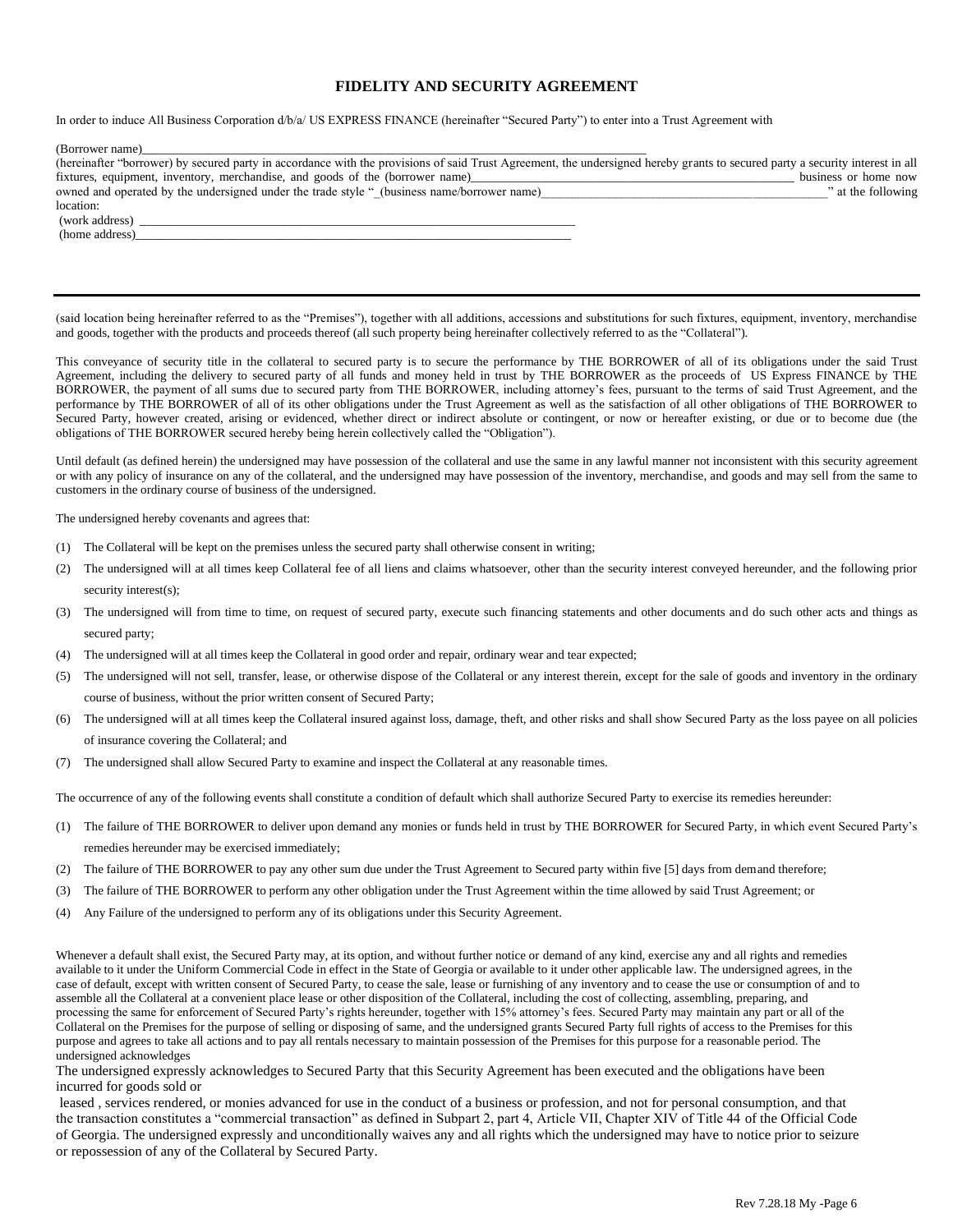# FIDELITY AND SECURITY AGREEMENT

In order to induce All Business Corporation d/b/a/ US EXPRESS FINANCE (hereinafter "Secured Party") to enter into a Trust Agreement with

(Borrower name)_______________________________________________________________________________
(hereinafter "borrower) by secured party in accordance with the provisions of said Trust Agreement, the undersigned hereby grants to secured party a security interest in all fixtures, equipment, inventory, merchandise, and goods of the (borrower name)_____________________________________________________ business or home now owned and operated by the undersigned under the trade style "_(business name/borrower name)_______________________________________________" at the following location:
(work address) ______________________________________________________________________
(home address)______________________________________________________________________

---

(said location being hereinafter referred to as the "Premises"), together with all additions, accessions and substitutions for such fixtures, equipment, inventory, merchandise and goods, together with the products and proceeds thereof (all such property being hereinafter collectively referred to as the "Collateral").

This conveyance of security title in the collateral to secured party is to secure the performance by THE BORROWER of all of its obligations under the said Trust Agreement, including the delivery to secured party of all funds and money held in trust by THE BORROWER as the proceeds of US Express FINANCE by THE BORROWER, the payment of all sums due to secured party from THE BORROWER, including attorney's fees, pursuant to the terms of said Trust Agreement, and the performance by THE BORROWER of all of its other obligations under the Trust Agreement as well as the satisfaction of all other obligations of THE BORROWER to Secured Party, however created, arising or evidenced, whether direct or indirect absolute or contingent, or now or hereafter existing, or due or to become due (the obligations of THE BORROWER secured hereby being herein collectively called the "Obligation").

Until default (as defined herein) the undersigned may have possession of the collateral and use the same in any lawful manner not inconsistent with this security agreement or with any policy of insurance on any of the collateral, and the undersigned may have possession of the inventory, merchandise, and goods and may sell from the same to customers in the ordinary course of business of the undersigned.

The undersigned hereby covenants and agrees that:

(1) The Collateral will be kept on the premises unless the secured party shall otherwise consent in writing;
(2) The undersigned will at all times keep Collateral fee of all liens and claims whatsoever, other than the security interest conveyed hereunder, and the following prior security interest(s);
(3) The undersigned will from time to time, on request of secured party, execute such financing statements and other documents and do such other acts and things as secured party;
(4) The undersigned will at all times keep the Collateral in good order and repair, ordinary wear and tear expected;
(5) The undersigned will not sell, transfer, lease, or otherwise dispose of the Collateral or any interest therein, except for the sale of goods and inventory in the ordinary course of business, without the prior written consent of Secured Party;
(6) The undersigned will at all times keep the Collateral insured against loss, damage, theft, and other risks and shall show Secured Party as the loss payee on all policies of insurance covering the Collateral; and
(7) The undersigned shall allow Secured Party to examine and inspect the Collateral at any reasonable times.

The occurrence of any of the following events shall constitute a condition of default which shall authorize Secured Party to exercise its remedies hereunder:

(1) The failure of THE BORROWER to deliver upon demand any monies or funds held in trust by THE BORROWER for Secured Party, in which event Secured Party's remedies hereunder may be exercised immediately;
(2) The failure of THE BORROWER to pay any other sum due under the Trust Agreement to Secured party within five [5] days from demand therefore;
(3) The failure of THE BORROWER to perform any other obligation under the Trust Agreement within the time allowed by said Trust Agreement; or
(4) Any Failure of the undersigned to perform any of its obligations under this Security Agreement.

Whenever a default shall exist, the Secured Party may, at its option, and without further notice or demand of any kind, exercise any and all rights and remedies available to it under the Uniform Commercial Code in effect in the State of Georgia or available to it under other applicable law. The undersigned agrees, in the case of default, except with written consent of Secured Party, to cease the sale, lease or furnishing of any inventory and to cease the use or consumption of and to assemble all the Collateral at a convenient place lease or other disposition of the Collateral, including the cost of collecting, assembling, preparing, and processing the same for enforcement of Secured Party's rights hereunder, together with 15% attorney's fees. Secured Party may maintain any part or all of the Collateral on the Premises for the purpose of selling or disposing of same, and the undersigned grants Secured Party full rights of access to the Premises for this purpose and agrees to take all actions and to pay all rentals necessary to maintain possession of the Premises for this purpose for a reasonable period. The undersigned acknowledges

The undersigned expressly acknowledges to Secured Party that this Security Agreement has been executed and the obligations have been incurred for goods sold or

leased , services rendered, or monies advanced for use in the conduct of a business or profession, and not for personal consumption, and that the transaction constitutes a "commercial transaction" as defined in Subpart 2, part 4, Article VII, Chapter XIV of Title 44 of the Official Code of Georgia. The undersigned expressly and unconditionally waives any and all rights which the undersigned may have to notice prior to seizure or repossession of any of the Collateral by Secured Party.

Rev 7.28.18 My -Page 6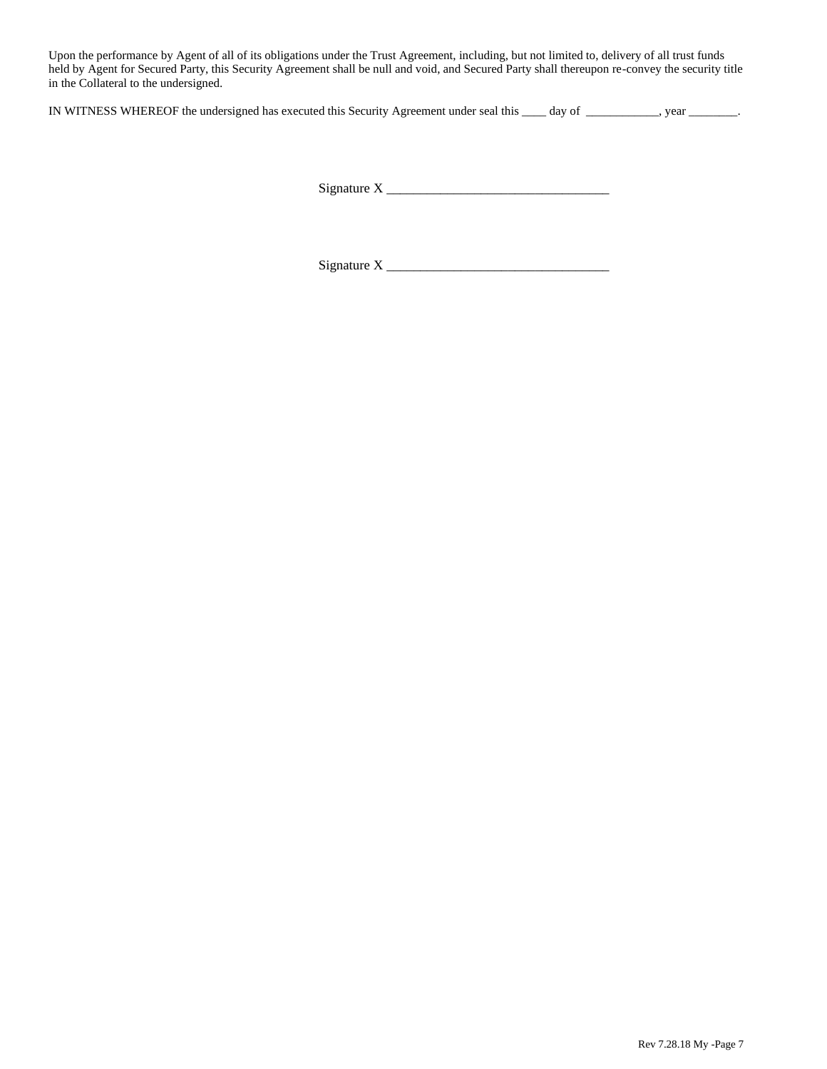Upon the performance by Agent of all of its obligations under the Trust Agreement, including, but not limited to, delivery of all trust funds held by Agent for Secured Party, this Security Agreement shall be null and void, and Secured Party shall thereupon re-convey the security title in the Collateral to the undersigned.

IN WITNESS WHEREOF the undersigned has executed this Security Agreement under seal this ____ day of ____________, year ________.

Signature X __________________________________

Signature X __________________________________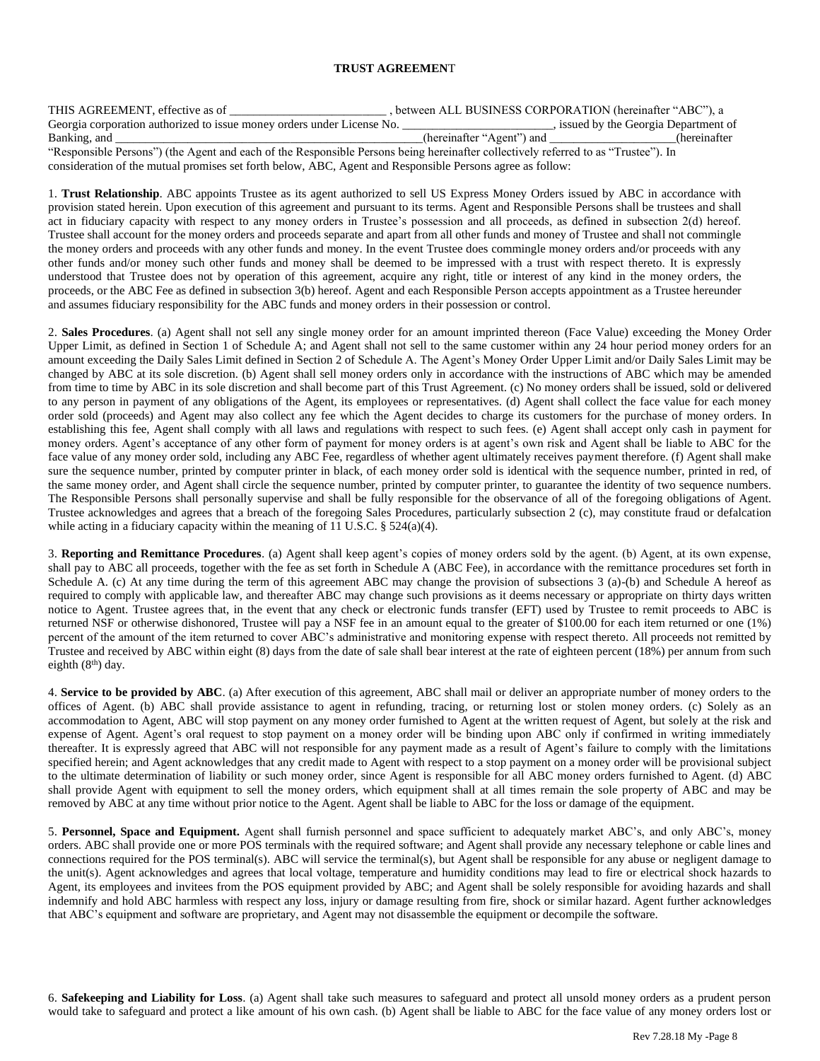# TRUST AGREEMENT

THIS AGREEMENT, effective as of __________________________ , between ALL BUSINESS CORPORATION (hereinafter "ABC"), a Georgia corporation authorized to issue money orders under License No. _________________________, issued by the Georgia Department of Banking, and ______________________________________________________(hereinafter "Agent") and _____________________(hereinafter "Responsible Persons") (the Agent and each of the Responsible Persons being hereinafter collectively referred to as "Trustee"). In consideration of the mutual promises set forth below, ABC, Agent and Responsible Persons agree as follow:

1. **Trust Relationship**. ABC appoints Trustee as its agent authorized to sell US Express Money Orders issued by ABC in accordance with provision stated herein. Upon execution of this agreement and pursuant to its terms. Agent and Responsible Persons shall be trustees and shall act in fiduciary capacity with respect to any money orders in Trustee's possession and all proceeds, as defined in subsection 2(d) hereof. Trustee shall account for the money orders and proceeds separate and apart from all other funds and money of Trustee and shall not commingle the money orders and proceeds with any other funds and money. In the event Trustee does commingle money orders and/or proceeds with any other funds and/or money such other funds and money shall be deemed to be impressed with a trust with respect thereto. It is expressly understood that Trustee does not by operation of this agreement, acquire any right, title or interest of any kind in the money orders, the proceeds, or the ABC Fee as defined in subsection 3(b) hereof. Agent and each Responsible Person accepts appointment as a Trustee hereunder and assumes fiduciary responsibility for the ABC funds and money orders in their possession or control.

2. **Sales Procedures**. (a) Agent shall not sell any single money order for an amount imprinted thereon (Face Value) exceeding the Money Order Upper Limit, as defined in Section 1 of Schedule A; and Agent shall not sell to the same customer within any 24 hour period money orders for an amount exceeding the Daily Sales Limit defined in Section 2 of Schedule A. The Agent's Money Order Upper Limit and/or Daily Sales Limit may be changed by ABC at its sole discretion. (b) Agent shall sell money orders only in accordance with the instructions of ABC which may be amended from time to time by ABC in its sole discretion and shall become part of this Trust Agreement. (c) No money orders shall be issued, sold or delivered to any person in payment of any obligations of the Agent, its employees or representatives. (d) Agent shall collect the face value for each money order sold (proceeds) and Agent may also collect any fee which the Agent decides to charge its customers for the purchase of money orders. In establishing this fee, Agent shall comply with all laws and regulations with respect to such fees. (e) Agent shall accept only cash in payment for money orders. Agent's acceptance of any other form of payment for money orders is at agent's own risk and Agent shall be liable to ABC for the face value of any money order sold, including any ABC Fee, regardless of whether agent ultimately receives payment therefore. (f) Agent shall make sure the sequence number, printed by computer printer in black, of each money order sold is identical with the sequence number, printed in red, of the same money order, and Agent shall circle the sequence number, printed by computer printer, to guarantee the identity of two sequence numbers. The Responsible Persons shall personally supervise and shall be fully responsible for the observance of all of the foregoing obligations of Agent. Trustee acknowledges and agrees that a breach of the foregoing Sales Procedures, particularly subsection 2 (c), may constitute fraud or defalcation while acting in a fiduciary capacity within the meaning of 11 U.S.C. § 524(a)(4).

3. **Reporting and Remittance Procedures**. (a) Agent shall keep agent's copies of money orders sold by the agent. (b) Agent, at its own expense, shall pay to ABC all proceeds, together with the fee as set forth in Schedule A (ABC Fee), in accordance with the remittance procedures set forth in Schedule A. (c) At any time during the term of this agreement ABC may change the provision of subsections 3 (a)-(b) and Schedule A hereof as required to comply with applicable law, and thereafter ABC may change such provisions as it deems necessary or appropriate on thirty days written notice to Agent. Trustee agrees that, in the event that any check or electronic funds transfer (EFT) used by Trustee to remit proceeds to ABC is returned NSF or otherwise dishonored, Trustee will pay a NSF fee in an amount equal to the greater of $100.00 for each item returned or one (1%) percent of the amount of the item returned to cover ABC's administrative and monitoring expense with respect thereto. All proceeds not remitted by Trustee and received by ABC within eight (8) days from the date of sale shall bear interest at the rate of eighteen percent (18%) per annum from such eighth (8th) day.

4. **Service to be provided by ABC**. (a) After execution of this agreement, ABC shall mail or deliver an appropriate number of money orders to the offices of Agent. (b) ABC shall provide assistance to agent in refunding, tracing, or returning lost or stolen money orders. (c) Solely as an accommodation to Agent, ABC will stop payment on any money order furnished to Agent at the written request of Agent, but solely at the risk and expense of Agent. Agent's oral request to stop payment on a money order will be binding upon ABC only if confirmed in writing immediately thereafter. It is expressly agreed that ABC will not responsible for any payment made as a result of Agent's failure to comply with the limitations specified herein; and Agent acknowledges that any credit made to Agent with respect to a stop payment on a money order will be provisional subject to the ultimate determination of liability or such money order, since Agent is responsible for all ABC money orders furnished to Agent. (d) ABC shall provide Agent with equipment to sell the money orders, which equipment shall at all times remain the sole property of ABC and may be removed by ABC at any time without prior notice to the Agent. Agent shall be liable to ABC for the loss or damage of the equipment.

5. **Personnel, Space and Equipment.** Agent shall furnish personnel and space sufficient to adequately market ABC's, and only ABC's, money orders. ABC shall provide one or more POS terminals with the required software; and Agent shall provide any necessary telephone or cable lines and connections required for the POS terminal(s). ABC will service the terminal(s), but Agent shall be responsible for any abuse or negligent damage to the unit(s). Agent acknowledges and agrees that local voltage, temperature and humidity conditions may lead to fire or electrical shock hazards to Agent, its employees and invitees from the POS equipment provided by ABC; and Agent shall be solely responsible for avoiding hazards and shall indemnify and hold ABC harmless with respect any loss, injury or damage resulting from fire, shock or similar hazard. Agent further acknowledges that ABC's equipment and software are proprietary, and Agent may not disassemble the equipment or decompile the software.

6. **Safekeeping and Liability for Loss**. (a) Agent shall take such measures to safeguard and protect all unsold money orders as a prudent person would take to safeguard and protect a like amount of his own cash. (b) Agent shall be liable to ABC for the face value of any money orders lost or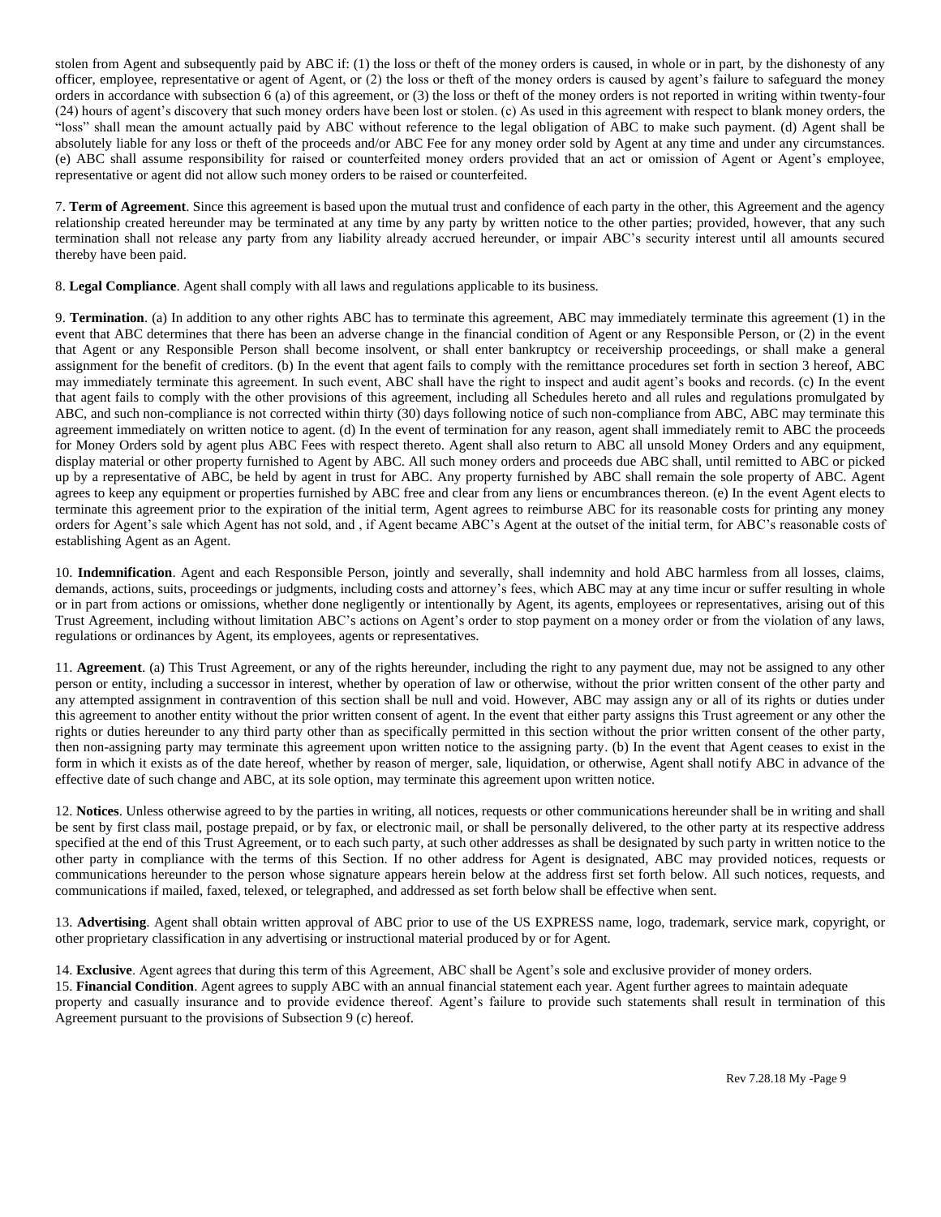stolen from Agent and subsequently paid by ABC if: (1) the loss or theft of the money orders is caused, in whole or in part, by the dishonesty of any officer, employee, representative or agent of Agent, or (2) the loss or theft of the money orders is caused by agent's failure to safeguard the money orders in accordance with subsection 6 (a) of this agreement, or (3) the loss or theft of the money orders is not reported in writing within twenty-four (24) hours of agent's discovery that such money orders have been lost or stolen. (c) As used in this agreement with respect to blank money orders, the "loss" shall mean the amount actually paid by ABC without reference to the legal obligation of ABC to make such payment. (d) Agent shall be absolutely liable for any loss or theft of the proceeds and/or ABC Fee for any money order sold by Agent at any time and under any circumstances. (e) ABC shall assume responsibility for raised or counterfeited money orders provided that an act or omission of Agent or Agent's employee, representative or agent did not allow such money orders to be raised or counterfeited.

7. **Term of Agreement**. Since this agreement is based upon the mutual trust and confidence of each party in the other, this Agreement and the agency relationship created hereunder may be terminated at any time by any party by written notice to the other parties; provided, however, that any such termination shall not release any party from any liability already accrued hereunder, or impair ABC's security interest until all amounts secured thereby have been paid.

8. **Legal Compliance**. Agent shall comply with all laws and regulations applicable to its business.

9. **Termination**. (a) In addition to any other rights ABC has to terminate this agreement, ABC may immediately terminate this agreement (1) in the event that ABC determines that there has been an adverse change in the financial condition of Agent or any Responsible Person, or (2) in the event that Agent or any Responsible Person shall become insolvent, or shall enter bankruptcy or receivership proceedings, or shall make a general assignment for the benefit of creditors. (b) In the event that agent fails to comply with the remittance procedures set forth in section 3 hereof, ABC may immediately terminate this agreement. In such event, ABC shall have the right to inspect and audit agent's books and records. (c) In the event that agent fails to comply with the other provisions of this agreement, including all Schedules hereto and all rules and regulations promulgated by ABC, and such non-compliance is not corrected within thirty (30) days following notice of such non-compliance from ABC, ABC may terminate this agreement immediately on written notice to agent. (d) In the event of termination for any reason, agent shall immediately remit to ABC the proceeds for Money Orders sold by agent plus ABC Fees with respect thereto. Agent shall also return to ABC all unsold Money Orders and any equipment, display material or other property furnished to Agent by ABC. All such money orders and proceeds due ABC shall, until remitted to ABC or picked up by a representative of ABC, be held by agent in trust for ABC. Any property furnished by ABC shall remain the sole property of ABC. Agent agrees to keep any equipment or properties furnished by ABC free and clear from any liens or encumbrances thereon. (e) In the event Agent elects to terminate this agreement prior to the expiration of the initial term, Agent agrees to reimburse ABC for its reasonable costs for printing any money orders for Agent's sale which Agent has not sold, and , if Agent became ABC's Agent at the outset of the initial term, for ABC's reasonable costs of establishing Agent as an Agent.

10. **Indemnification**. Agent and each Responsible Person, jointly and severally, shall indemnity and hold ABC harmless from all losses, claims, demands, actions, suits, proceedings or judgments, including costs and attorney's fees, which ABC may at any time incur or suffer resulting in whole or in part from actions or omissions, whether done negligently or intentionally by Agent, its agents, employees or representatives, arising out of this Trust Agreement, including without limitation ABC's actions on Agent's order to stop payment on a money order or from the violation of any laws, regulations or ordinances by Agent, its employees, agents or representatives.

11. **Agreement**. (a) This Trust Agreement, or any of the rights hereunder, including the right to any payment due, may not be assigned to any other person or entity, including a successor in interest, whether by operation of law or otherwise, without the prior written consent of the other party and any attempted assignment in contravention of this section shall be null and void. However, ABC may assign any or all of its rights or duties under this agreement to another entity without the prior written consent of agent. In the event that either party assigns this Trust agreement or any other the rights or duties hereunder to any third party other than as specifically permitted in this section without the prior written consent of the other party, then non-assigning party may terminate this agreement upon written notice to the assigning party. (b) In the event that Agent ceases to exist in the form in which it exists as of the date hereof, whether by reason of merger, sale, liquidation, or otherwise, Agent shall notify ABC in advance of the effective date of such change and ABC, at its sole option, may terminate this agreement upon written notice.

12. **Notices**. Unless otherwise agreed to by the parties in writing, all notices, requests or other communications hereunder shall be in writing and shall be sent by first class mail, postage prepaid, or by fax, or electronic mail, or shall be personally delivered, to the other party at its respective address specified at the end of this Trust Agreement, or to each such party, at such other addresses as shall be designated by such party in written notice to the other party in compliance with the terms of this Section. If no other address for Agent is designated, ABC may provided notices, requests or communications hereunder to the person whose signature appears herein below at the address first set forth below. All such notices, requests, and communications if mailed, faxed, telexed, or telegraphed, and addressed as set forth below shall be effective when sent.

13. **Advertising**. Agent shall obtain written approval of ABC prior to use of the US EXPRESS name, logo, trademark, service mark, copyright, or other proprietary classification in any advertising or instructional material produced by or for Agent.

14. **Exclusive**. Agent agrees that during this term of this Agreement, ABC shall be Agent's sole and exclusive provider of money orders.

15. **Financial Condition**. Agent agrees to supply ABC with an annual financial statement each year. Agent further agrees to maintain adequate property and casually insurance and to provide evidence thereof. Agent's failure to provide such statements shall result in termination of this Agreement pursuant to the provisions of Subsection 9 (c) hereof.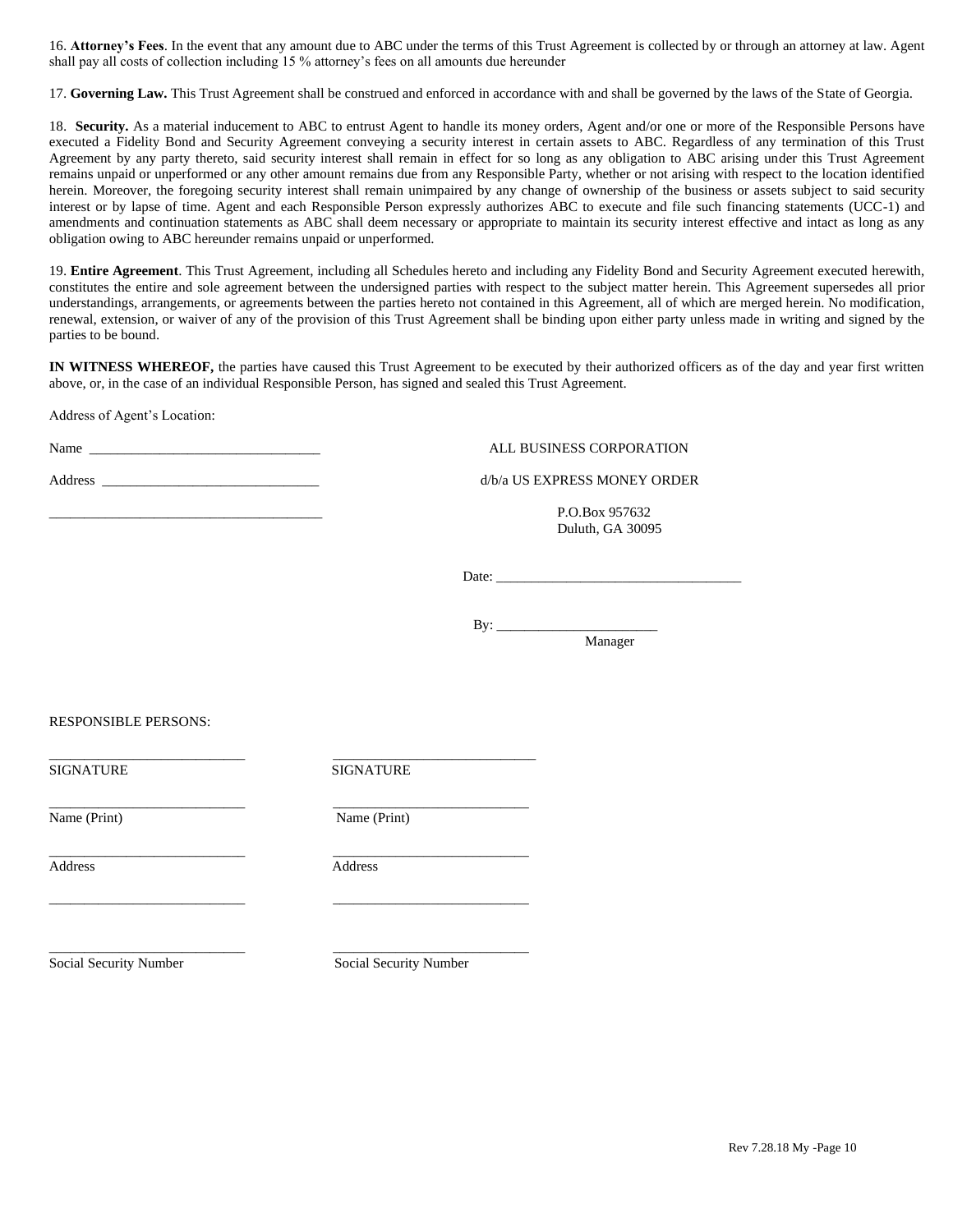16. **Attorney's Fees**. In the event that any amount due to ABC under the terms of this Trust Agreement is collected by or through an attorney at law. Agent shall pay all costs of collection including 15 % attorney's fees on all amounts due hereunder

17. **Governing Law.** This Trust Agreement shall be construed and enforced in accordance with and shall be governed by the laws of the State of Georgia.

18. **Security.** As a material inducement to ABC to entrust Agent to handle its money orders, Agent and/or one or more of the Responsible Persons have executed a Fidelity Bond and Security Agreement conveying a security interest in certain assets to ABC. Regardless of any termination of this Trust Agreement by any party thereto, said security interest shall remain in effect for so long as any obligation to ABC arising under this Trust Agreement remains unpaid or unperformed or any other amount remains due from any Responsible Party, whether or not arising with respect to the location identified herein. Moreover, the foregoing security interest shall remain unimpaired by any change of ownership of the business or assets subject to said security interest or by lapse of time. Agent and each Responsible Person expressly authorizes ABC to execute and file such financing statements (UCC-1) and amendments and continuation statements as ABC shall deem necessary or appropriate to maintain its security interest effective and intact as long as any obligation owing to ABC hereunder remains unpaid or unperformed.

19. **Entire Agreement**. This Trust Agreement, including all Schedules hereto and including any Fidelity Bond and Security Agreement executed herewith, constitutes the entire and sole agreement between the undersigned parties with respect to the subject matter herein. This Agreement supersedes all prior understandings, arrangements, or agreements between the parties hereto not contained in this Agreement, all of which are merged herein. No modification, renewal, extension, or waiver of any of the provision of this Trust Agreement shall be binding upon either party unless made in writing and signed by the parties to be bound.

**IN WITNESS WHEREOF,** the parties have caused this Trust Agreement to be executed by their authorized officers as of the day and year first written above, or, in the case of an individual Responsible Person, has signed and sealed this Trust Agreement.

Address of Agent's Location:

Name ________________________________

Address ______________________________

______________________________________

ALL BUSINESS CORPORATION

d/b/a US EXPRESS MONEY ORDER

P.O.Box 957632
Duluth, GA 30095

Date: __________________________________

By: ______________________
Manager

RESPONSIBLE PERSONS:

| ___________________________ | ___________________________ |
|---|---|
| SIGNATURE | SIGNATURE |
| ___________________________ | ___________________________ |
| Name (Print) | Name (Print) |
| ___________________________ | ___________________________ |
| Address | Address |
| ___________________________ | ___________________________ |
| ___________________________ | ___________________________ |
| Social Security Number | Social Security Number |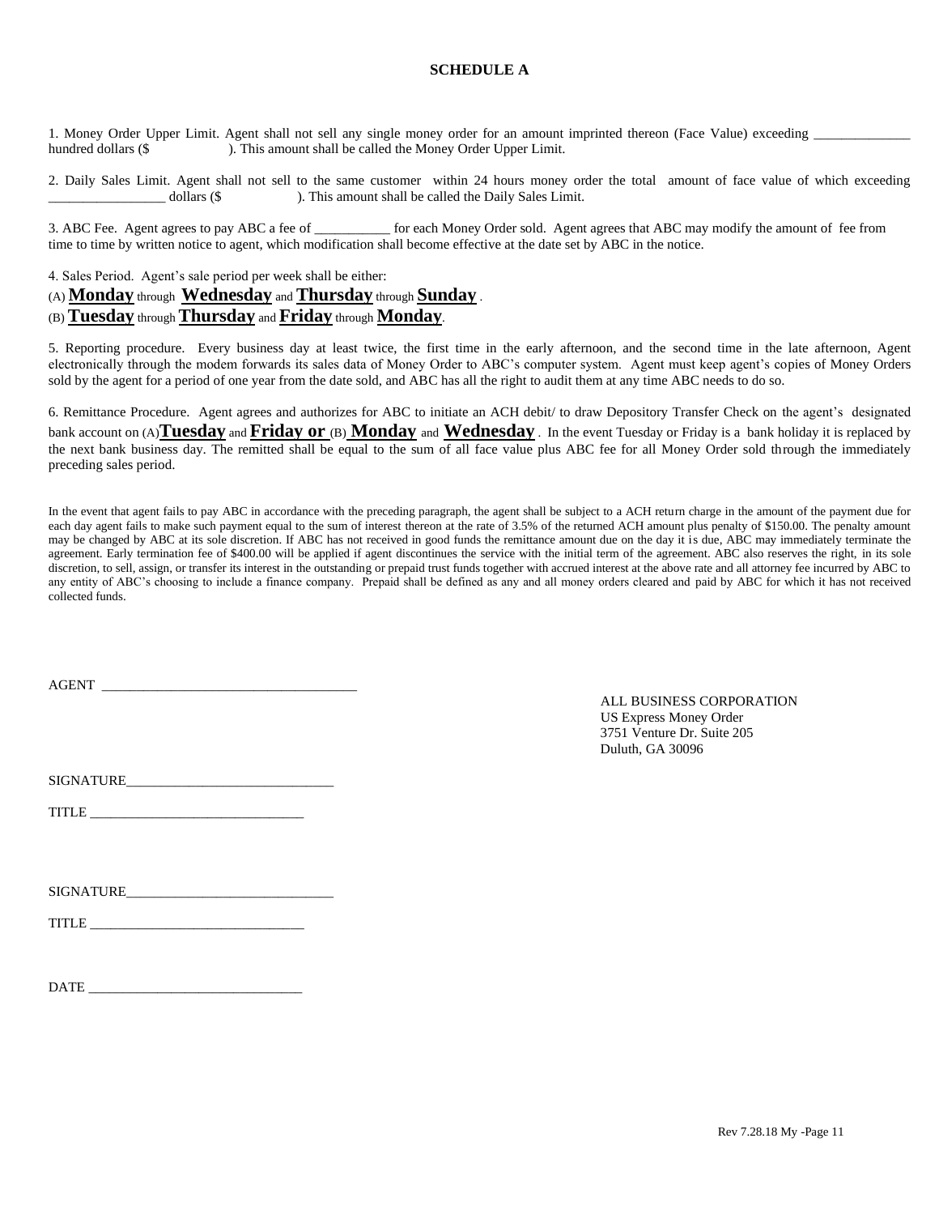# SCHEDULE A

1. Money Order Upper Limit. Agent shall not sell any single money order for an amount imprinted thereon (Face Value) exceeding ______________ hundred dollars ($                    ). This amount shall be called the Money Order Upper Limit.

2. Daily Sales Limit. Agent shall not sell to the same customer within 24 hours money order the total amount of face value of which exceeding _________________ dollars ($                    ). This amount shall be called the Daily Sales Limit.

3. ABC Fee. Agent agrees to pay ABC a fee of ___________ for each Money Order sold. Agent agrees that ABC may modify the amount of fee from time to time by written notice to agent, which modification shall become effective at the date set by ABC in the notice.

4. Sales Period. Agent's sale period per week shall be either:
(A) **<u>Monday</u>** through **<u>Wednesday</u>** and **<u>Thursday</u>** through **<u>Sunday</u>** .
(B) **<u>Tuesday</u>** through **<u>Thursday</u>** and **<u>Friday</u>** through **<u>Monday</u>**.

5. Reporting procedure. Every business day at least twice, the first time in the early afternoon, and the second time in the late afternoon, Agent electronically through the modem forwards its sales data of Money Order to ABC's computer system. Agent must keep agent's copies of Money Orders sold by the agent for a period of one year from the date sold, and ABC has all the right to audit them at any time ABC needs to do so.

6. Remittance Procedure. Agent agrees and authorizes for ABC to initiate an ACH debit/ to draw Depository Transfer Check on the agent's designated bank account on (A)**<u>Tuesday</u>** and **<u>Friday or</u>** (B) **<u>Monday</u>** and **<u>Wednesday</u>** . In the event Tuesday or Friday is a bank holiday it is replaced by the next bank business day. The remitted shall be equal to the sum of all face value plus ABC fee for all Money Order sold through the immediately preceding sales period.

In the event that agent fails to pay ABC in accordance with the preceding paragraph, the agent shall be subject to a ACH return charge in the amount of the payment due for each day agent fails to make such payment equal to the sum of interest thereon at the rate of 3.5% of the returned ACH amount plus penalty of $150.00. The penalty amount may be changed by ABC at its sole discretion. If ABC has not received in good funds the remittance amount due on the day it is due, ABC may immediately terminate the agreement. Early termination fee of $400.00 will be applied if agent discontinues the service with the initial term of the agreement. ABC also reserves the right, in its sole discretion, to sell, assign, or transfer its interest in the outstanding or prepaid trust funds together with accrued interest at the above rate and all attorney fee incurred by ABC to any entity of ABC's choosing to include a finance company. Prepaid shall be defined as any and all money orders cleared and paid by ABC for which it has not received collected funds.

AGENT _____________________________________

ALL BUSINESS CORPORATION
US Express Money Order
3751 Venture Dr. Suite 205
Duluth, GA 30096

SIGNATURE______________________________

TITLE _______________________________

SIGNATURE______________________________

TITLE _______________________________

DATE _______________________________

Rev 7.28.18 My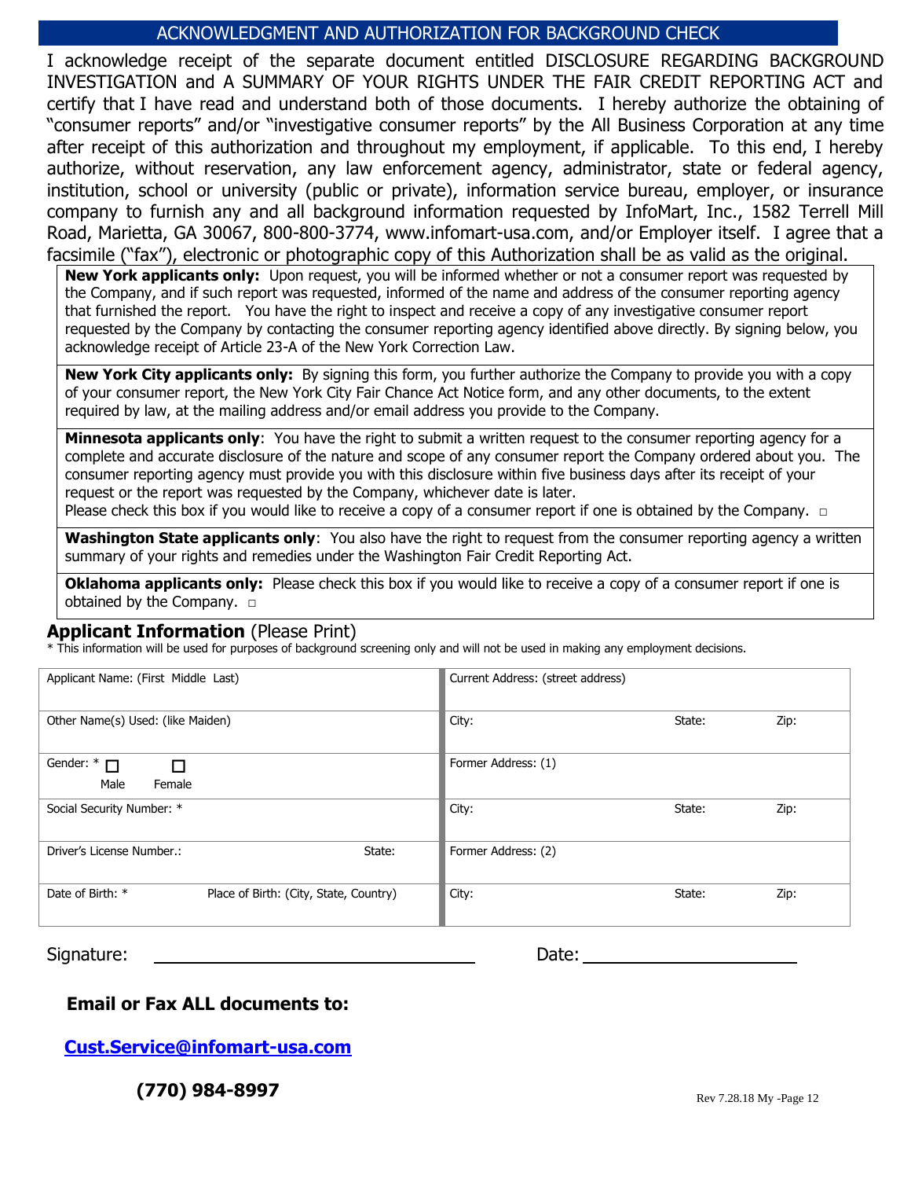## ACKNOWLEDGMENT AND AUTHORIZATION FOR BACKGROUND CHECK

I acknowledge receipt of the separate document entitled DISCLOSURE REGARDING BACKGROUND INVESTIGATION and A SUMMARY OF YOUR RIGHTS UNDER THE FAIR CREDIT REPORTING ACT and certify that I have read and understand both of those documents. I hereby authorize the obtaining of "consumer reports" and/or "investigative consumer reports" by the All Business Corporation at any time after receipt of this authorization and throughout my employment, if applicable. To this end, I hereby authorize, without reservation, any law enforcement agency, administrator, state or federal agency, institution, school or university (public or private), information service bureau, employer, or insurance company to furnish any and all background information requested by InfoMart, Inc., 1582 Terrell Mill Road, Marietta, GA 30067, 800-800-3774, www.infomart-usa.com, and/or Employer itself. I agree that a facsimile ("fax"), electronic or photographic copy of this Authorization shall be as valid as the original.

**New York applicants only:** Upon request, you will be informed whether or not a consumer report was requested by the Company, and if such report was requested, informed of the name and address of the consumer reporting agency that furnished the report. You have the right to inspect and receive a copy of any investigative consumer report requested by the Company by contacting the consumer reporting agency identified above directly. By signing below, you acknowledge receipt of Article 23-A of the New York Correction Law.

**New York City applicants only:** By signing this form, you further authorize the Company to provide you with a copy of your consumer report, the New York City Fair Chance Act Notice form, and any other documents, to the extent required by law, at the mailing address and/or email address you provide to the Company.

**Minnesota applicants only**: You have the right to submit a written request to the consumer reporting agency for a complete and accurate disclosure of the nature and scope of any consumer report the Company ordered about you. The consumer reporting agency must provide you with this disclosure within five business days after its receipt of your request or the report was requested by the Company, whichever date is later.
Please check this box if you would like to receive a copy of a consumer report if one is obtained by the Company. ☐

**Washington State applicants only**: You also have the right to request from the consumer reporting agency a written summary of your rights and remedies under the Washington Fair Credit Reporting Act.

**Oklahoma applicants only:** Please check this box if you would like to receive a copy of a consumer report if one is obtained by the Company. ☐

### Applicant Information (Please Print)

* This information will be used for purposes of background screening only and will not be used in making any employment decisions.

| | | | | |
|---|---|---|---|---|
| Applicant Name: (First Middle Last) | | Current Address: (street address) | | |
| Other Name(s) Used: (like Maiden) | | City: | State: | Zip: |
| Gender: * ☐ Male ☐ Female | | Former Address: (1) | | |
| Social Security Number: * | | City: | State: | Zip: |
| Driver's License Number.: | State: | Former Address: (2) | | |
| Date of Birth: * | Place of Birth: (City, State, Country) | City: | State: | Zip: |

Signature: ______________________________ Date: ____________________

**Email or Fax ALL documents to:**

**Cust.Service@infomart-usa.com**

**(770) 984-8997**

Rev 7.28.18 My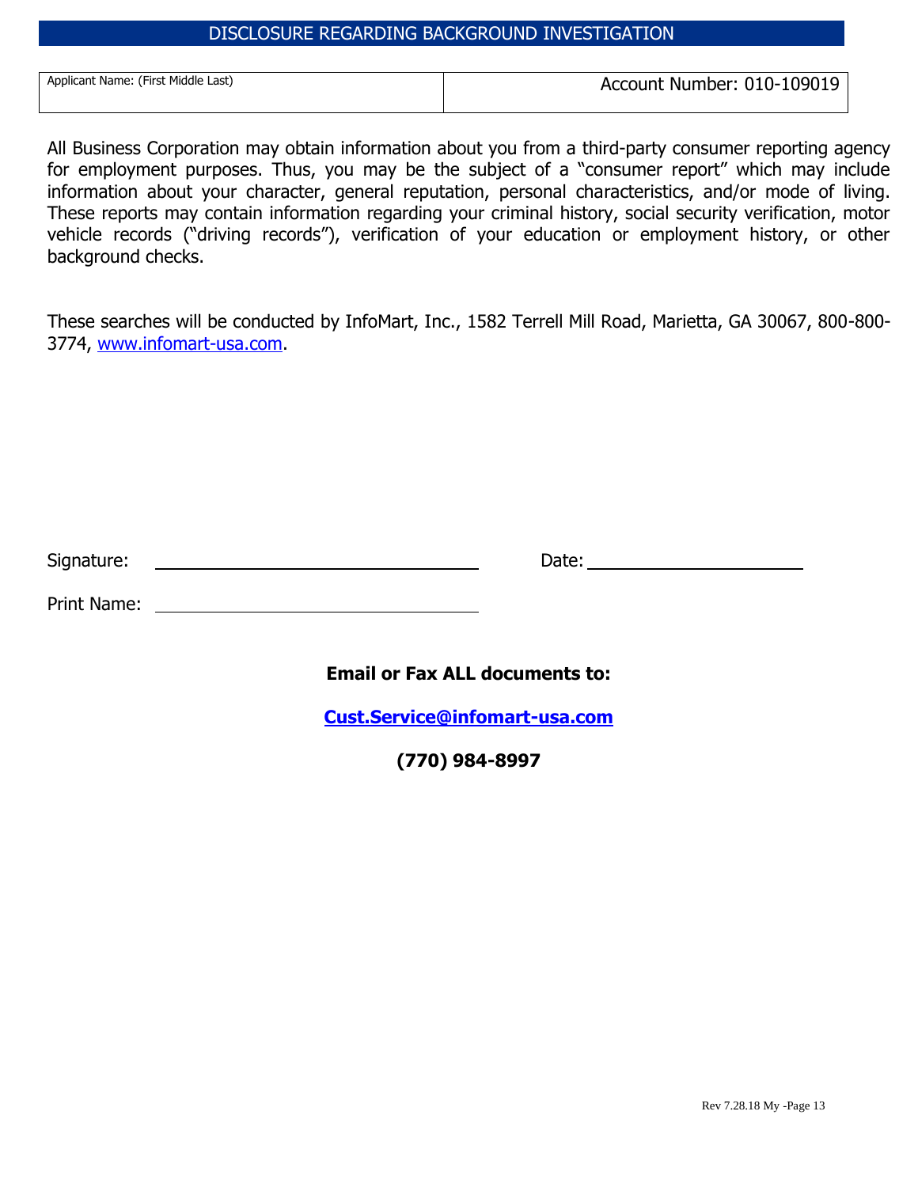## DISCLOSURE REGARDING BACKGROUND INVESTIGATION

| Applicant Name: (First Middle Last) | Account Number: 010-109019 |
|---|---|

All Business Corporation may obtain information about you from a third-party consumer reporting agency for employment purposes. Thus, you may be the subject of a "consumer report" which may include information about your character, general reputation, personal characteristics, and/or mode of living. These reports may contain information regarding your criminal history, social security verification, motor vehicle records ("driving records"), verification of your education or employment history, or other background checks.

These searches will be conducted by InfoMart, Inc., 1582 Terrell Mill Road, Marietta, GA 30067, 800-800-3774, www.infomart-usa.com.

Signature: ______________________________ Date: ____________________

Print Name: ______________________________

**Email or Fax ALL documents to:**

**Cust.Service@infomart-usa.com**

**(770) 984-8997**

Rev 7.28.18 My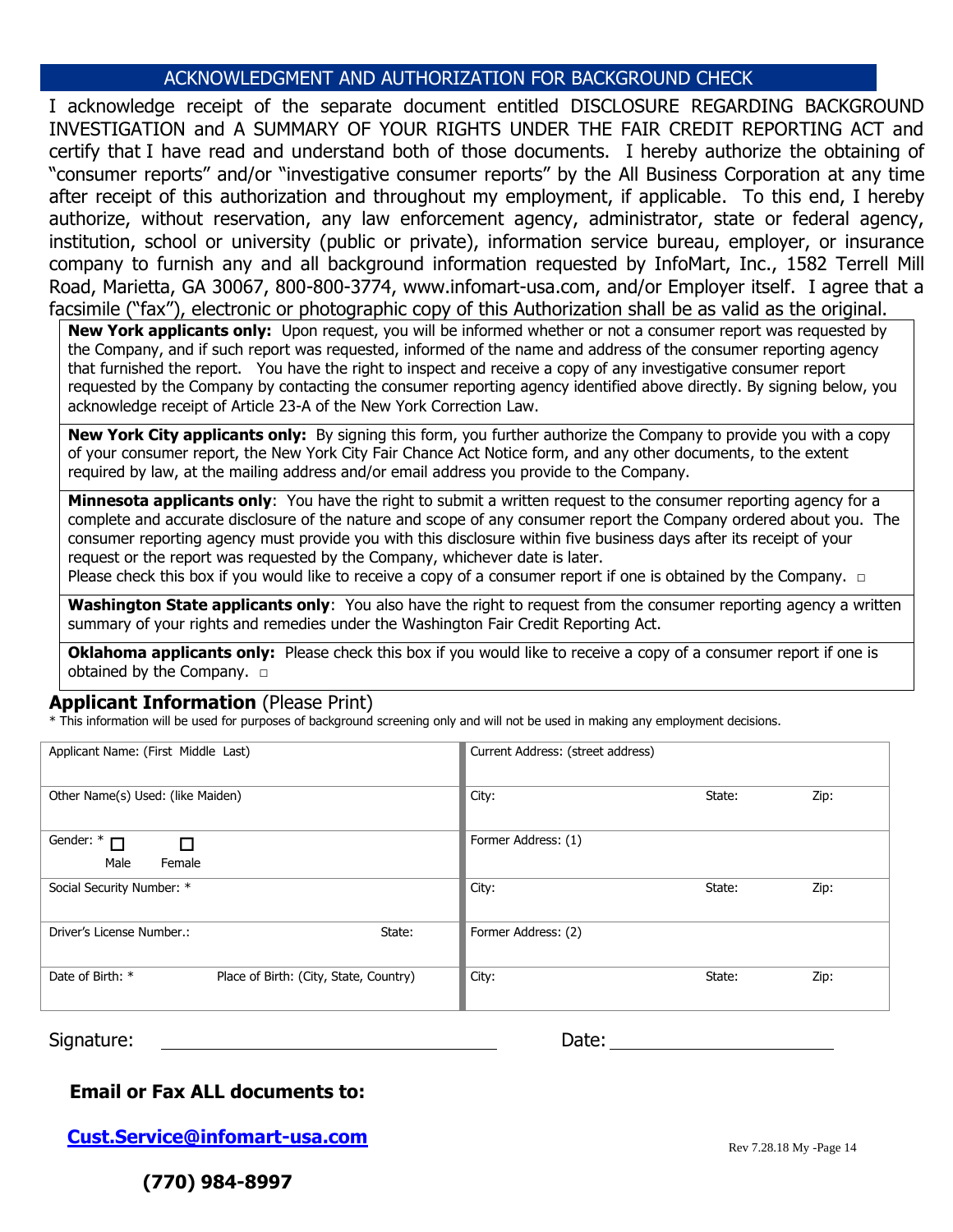## ACKNOWLEDGMENT AND AUTHORIZATION FOR BACKGROUND CHECK

I acknowledge receipt of the separate document entitled DISCLOSURE REGARDING BACKGROUND INVESTIGATION and A SUMMARY OF YOUR RIGHTS UNDER THE FAIR CREDIT REPORTING ACT and certify that I have read and understand both of those documents. I hereby authorize the obtaining of "consumer reports" and/or "investigative consumer reports" by the All Business Corporation at any time after receipt of this authorization and throughout my employment, if applicable. To this end, I hereby authorize, without reservation, any law enforcement agency, administrator, state or federal agency, institution, school or university (public or private), information service bureau, employer, or insurance company to furnish any and all background information requested by InfoMart, Inc., 1582 Terrell Mill Road, Marietta, GA 30067, 800-800-3774, www.infomart-usa.com, and/or Employer itself. I agree that a facsimile ("fax"), electronic or photographic copy of this Authorization shall be as valid as the original.

**New York applicants only:** Upon request, you will be informed whether or not a consumer report was requested by the Company, and if such report was requested, informed of the name and address of the consumer reporting agency that furnished the report. You have the right to inspect and receive a copy of any investigative consumer report requested by the Company by contacting the consumer reporting agency identified above directly. By signing below, you acknowledge receipt of Article 23-A of the New York Correction Law.

**New York City applicants only:** By signing this form, you further authorize the Company to provide you with a copy of your consumer report, the New York City Fair Chance Act Notice form, and any other documents, to the extent required by law, at the mailing address and/or email address you provide to the Company.

**Minnesota applicants only**: You have the right to submit a written request to the consumer reporting agency for a complete and accurate disclosure of the nature and scope of any consumer report the Company ordered about you. The consumer reporting agency must provide you with this disclosure within five business days after its receipt of your request or the report was requested by the Company, whichever date is later.
Please check this box if you would like to receive a copy of a consumer report if one is obtained by the Company. ☐

**Washington State applicants only**: You also have the right to request from the consumer reporting agency a written summary of your rights and remedies under the Washington Fair Credit Reporting Act.

**Oklahoma applicants only:** Please check this box if you would like to receive a copy of a consumer report if one is obtained by the Company. ☐

### Applicant Information (Please Print)

\* This information will be used for purposes of background screening only and will not be used in making any employment decisions.

| Applicant Information | | Address Information | | |
|---|---|---|---|---|
| Applicant Name: (First Middle Last) | | Current Address: (street address) | | |
| Other Name(s) Used: (like Maiden) | | City: | State: | Zip: |
| Gender: * ☐ Male ☐ Female | | Former Address: (1) | | |
| Social Security Number: * | | City: | State: | Zip: |
| Driver's License Number.: | State: | Former Address: (2) | | |
| Date of Birth: * | Place of Birth: (City, State, Country) | City: | State: | Zip: |

Signature: ______________________________ Date: ____________________

**Email or Fax ALL documents to:**

**Cust.Service@infomart-usa.com**

**(770) 984-8997**

Rev 7.28.18 My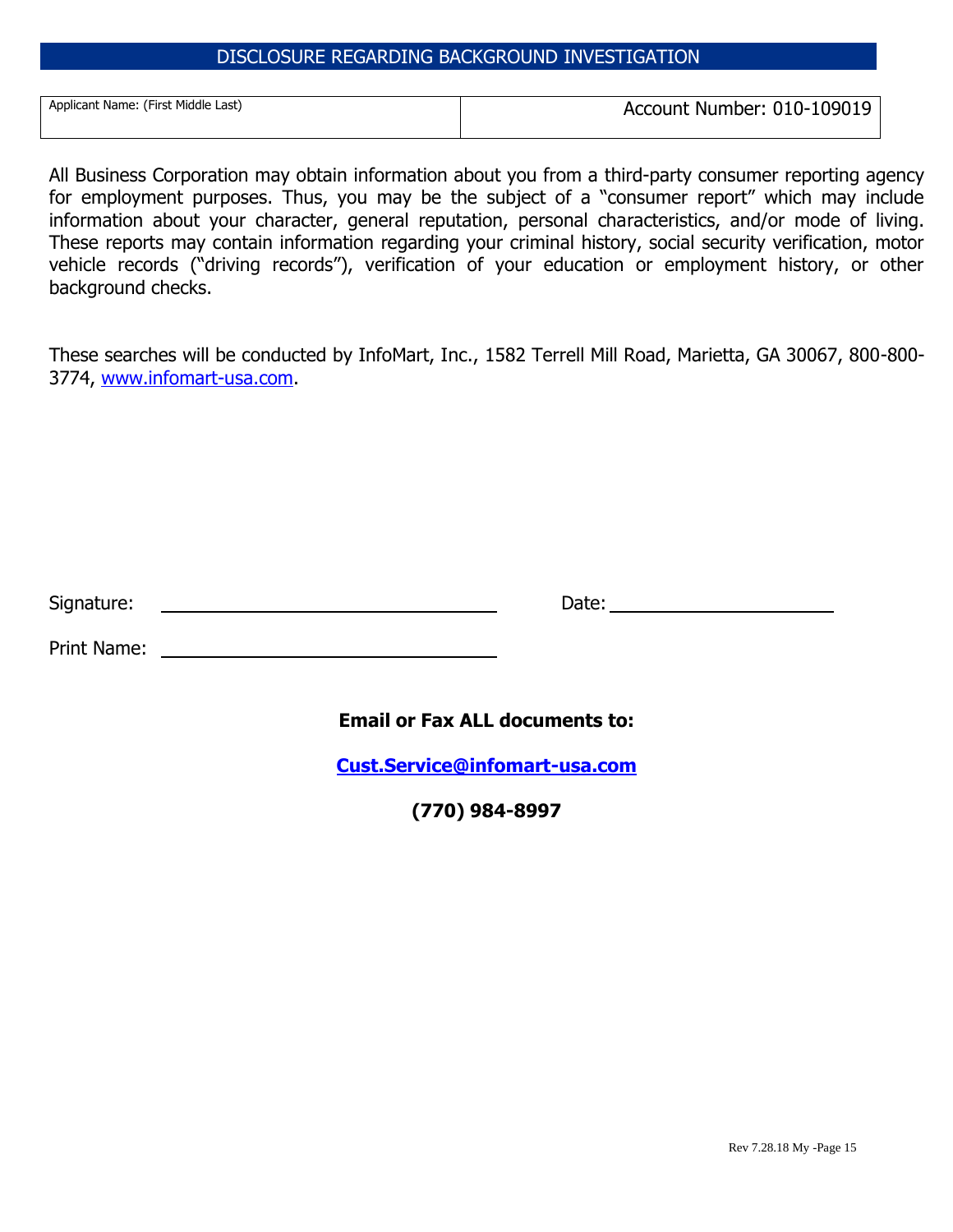## DISCLOSURE REGARDING BACKGROUND INVESTIGATION

| Applicant Name: (First Middle Last) | Account Number: 010-109019 |
| --- | --- |

All Business Corporation may obtain information about you from a third-party consumer reporting agency for employment purposes. Thus, you may be the subject of a "consumer report" which may include information about your character, general reputation, personal characteristics, and/or mode of living. These reports may contain information regarding your criminal history, social security verification, motor vehicle records ("driving records"), verification of your education or employment history, or other background checks.

These searches will be conducted by InfoMart, Inc., 1582 Terrell Mill Road, Marietta, GA 30067, 800-800-3774, www.infomart-usa.com.

Signature: ______________________________ Date: ____________________

Print Name: ______________________________

**Email or Fax ALL documents to:**

**Cust.Service@infomart-usa.com**

**(770) 984-8997**

Rev 7.28.18 My